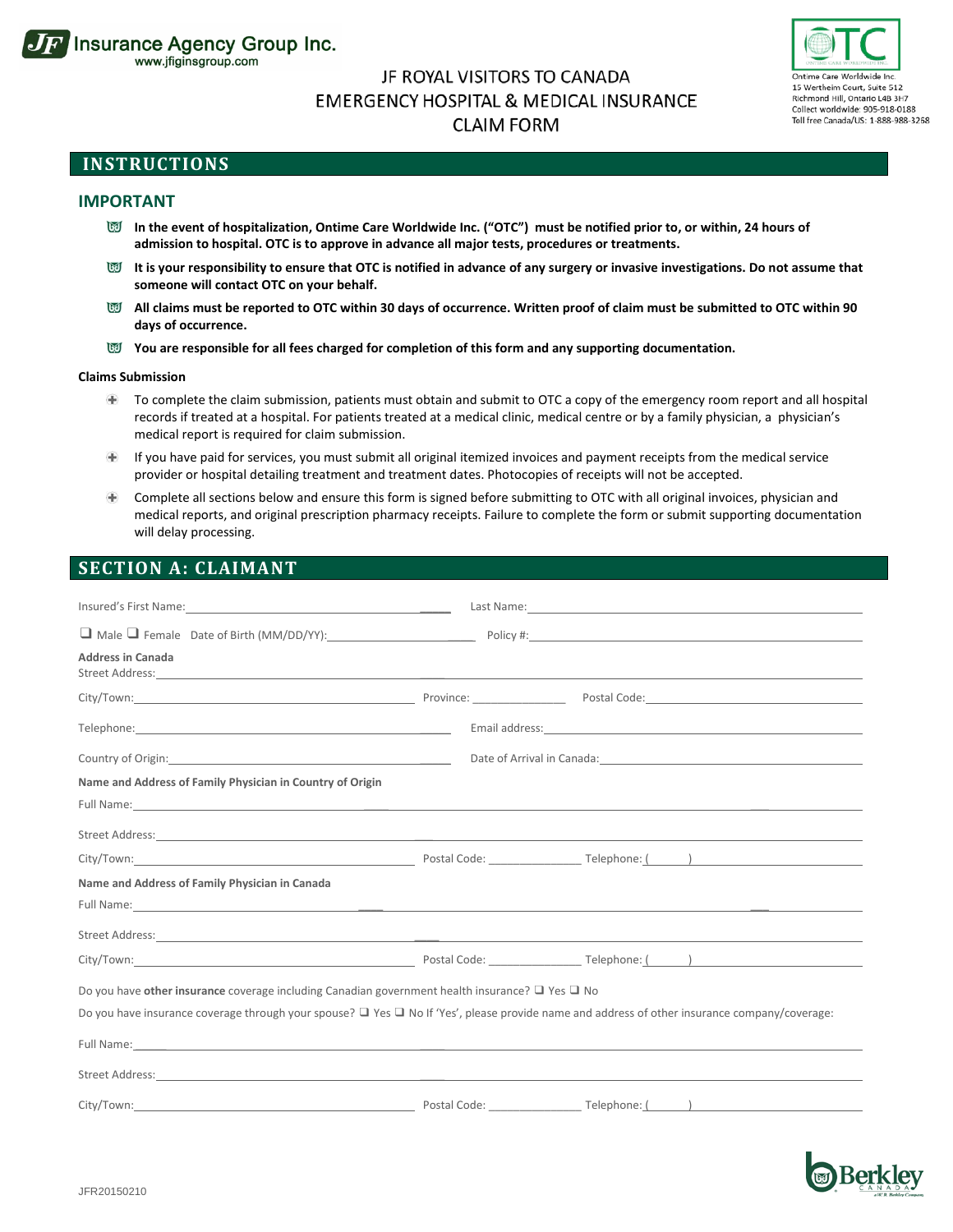JF Insurance Agency Group Inc.
www.jfiginsgroup.com

# JF ROYAL VISITORS TO CANADA EMERGENCY HOSPITAL & MEDICAL INSURANCE CLAIM FORM

Ontime Care Worldwide Inc.
15 Wertheim Court, Suite 512
Richmond Hill, Ontario L4B 3H7
Collect worldwide: 905-918-0188
Toll free Canada/US: 1-888-988-3258

## INSTRUCTIONS

### IMPORTANT

- **In the event of hospitalization, Ontime Care Worldwide Inc. ("OTC") must be notified prior to, or within, 24 hours of admission to hospital. OTC is to approve in advance all major tests, procedures or treatments.**
- **It is your responsibility to ensure that OTC is notified in advance of any surgery or invasive investigations. Do not assume that someone will contact OTC on your behalf.**
- **All claims must be reported to OTC within 30 days of occurrence. Written proof of claim must be submitted to OTC within 90 days of occurrence.**
- **You are responsible for all fees charged for completion of this form and any supporting documentation.**

**Claims Submission**

- To complete the claim submission, patients must obtain and submit to OTC a copy of the emergency room report and all hospital records if treated at a hospital. For patients treated at a medical clinic, medical centre or by a family physician, a physician's medical report is required for claim submission.
- If you have paid for services, you must submit all original itemized invoices and payment receipts from the medical service provider or hospital detailing treatment and treatment dates. Photocopies of receipts will not be accepted.
- Complete all sections below and ensure this form is signed before submitting to OTC with all original invoices, physician and medical reports, and original prescription pharmacy receipts. Failure to complete the form or submit supporting documentation will delay processing.

## SECTION A: CLAIMANT

Insured's First Name: ____________________ Last Name: ____________________

☐ Male ☐ Female Date of Birth (MM/DD/YY): ____________________ Policy #: ____________________

**Address in Canada**

Street Address: ____________________

City/Town: ____________________ Province: ____________ Postal Code: ____________

Telephone: ____________________ Email address: ____________________

Country of Origin: ____________________ Date of Arrival in Canada: ____________________

**Name and Address of Family Physician in Country of Origin**

Full Name: ____________________

Street Address: ____________________

City/Town: ____________________ Postal Code: ____________ Telephone: (      ) ____________

**Name and Address of Family Physician in Canada**

Full Name: ____________________

Street Address: ____________________

City/Town: ____________________ Postal Code: ____________ Telephone: (      ) ____________

Do you have **other insurance** coverage including Canadian government health insurance? ☐ Yes ☐ No

Do you have insurance coverage through your spouse? ☐ Yes ☐ No If 'Yes', please provide name and address of other insurance company/coverage:

Full Name: ____________________

Street Address: ____________________

City/Town: ____________________ Postal Code: ____________ Telephone: (      ) ____________

JFR20150210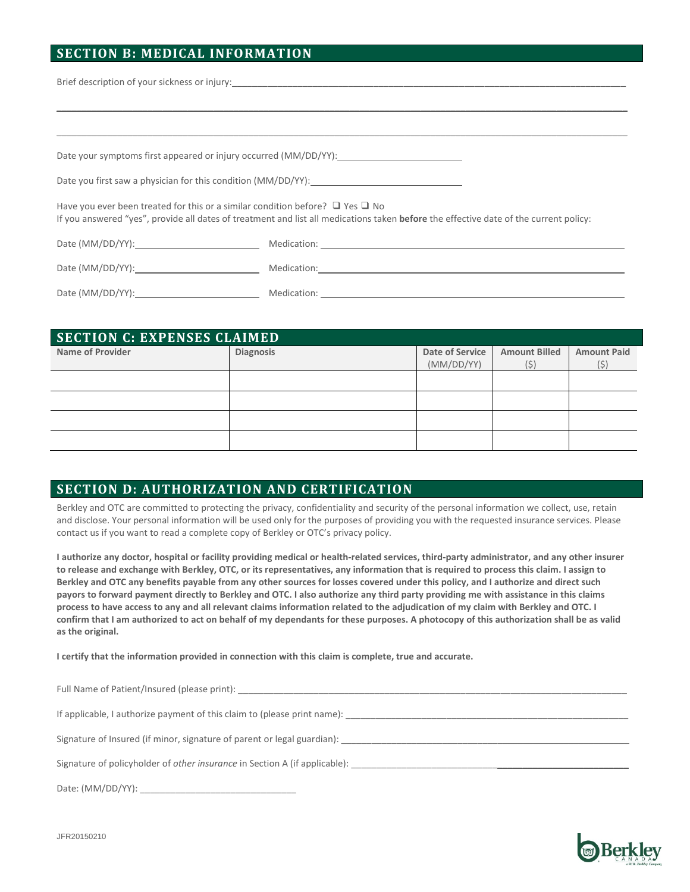## SECTION B: MEDICAL INFORMATION

Brief description of your sickness or injury: ______________________________________________

______________________________________________

______________________________________________

Date your symptoms first appeared or injury occurred (MM/DD/YY): ____________________

Date you first saw a physician for this condition (MM/DD/YY): ____________________

Have you ever been treated for this or a similar condition before? ❑ Yes ❑ No

If you answered "yes", provide all dates of treatment and list all medications taken **before** the effective date of the current policy:

Date (MM/DD/YY): ____________________ Medication: ______________________________

Date (MM/DD/YY): ____________________ Medication: ______________________________

Date (MM/DD/YY): ____________________ Medication: ______________________________

## SECTION C: EXPENSES CLAIMED

| Name of Provider | Diagnosis | Date of Service (MM/DD/YY) | Amount Billed ($) | Amount Paid ($) |
|---|---|---|---|---|
| | | | | |
| | | | | |
| | | | | |
| | | | | |

## SECTION D: AUTHORIZATION AND CERTIFICATION

Berkley and OTC are committed to protecting the privacy, confidentiality and security of the personal information we collect, use, retain and disclose. Your personal information will be used only for the purposes of providing you with the requested insurance services. Please contact us if you want to read a complete copy of Berkley or OTC's privacy policy.

**I authorize any doctor, hospital or facility providing medical or health-related services, third-party administrator, and any other insurer to release and exchange with Berkley, OTC, or its representatives, any information that is required to process this claim. I assign to Berkley and OTC any benefits payable from any other sources for losses covered under this policy, and I authorize and direct such payors to forward payment directly to Berkley and OTC. I also authorize any third party providing me with assistance in this claims process to have access to any and all relevant claims information related to the adjudication of my claim with Berkley and OTC. I confirm that I am authorized to act on behalf of my dependants for these purposes. A photocopy of this authorization shall be as valid as the original.**

**I certify that the information provided in connection with this claim is complete, true and accurate.**

Full Name of Patient/Insured (please print): ______________________________

If applicable, I authorize payment of this claim to (please print name): ______________________________

Signature of Insured (if minor, signature of parent or legal guardian): ______________________________

Signature of policyholder of *other insurance* in Section A (if applicable): ______________________________

Date: (MM/DD/YY): ______________________________

JFR20150210